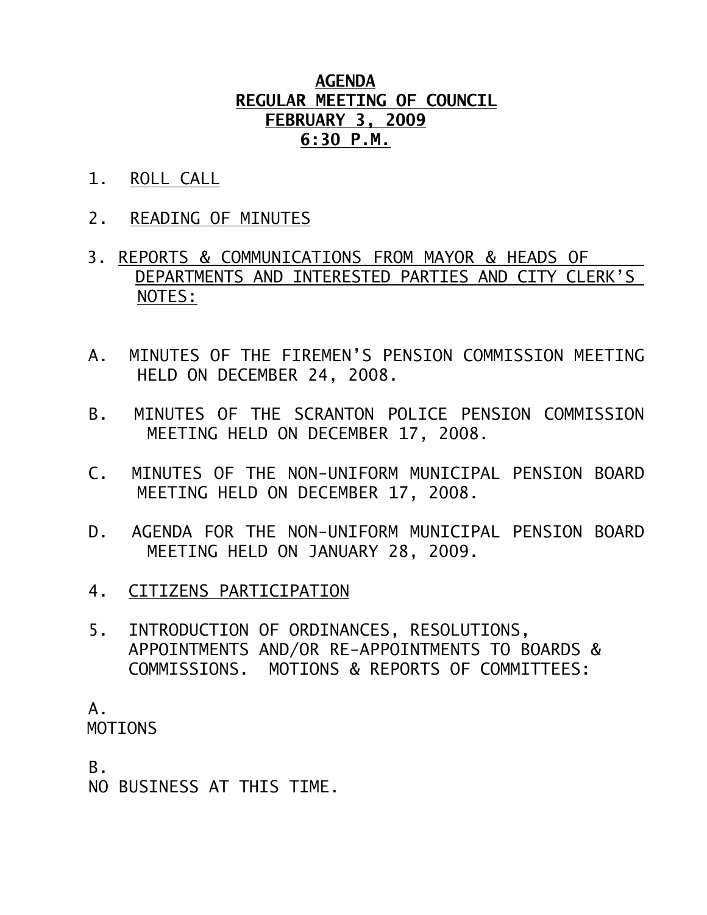# AGENDA
## REGULAR MEETING OF COUNCIL
## FEBRUARY 3, 2009
## 6:30 P.M.

1. ROLL CALL

2. READING OF MINUTES

3. REPORTS & COMMUNICATIONS FROM MAYOR & HEADS OF DEPARTMENTS AND INTERESTED PARTIES AND CITY CLERK'S NOTES:

A. MINUTES OF THE FIREMEN'S PENSION COMMISSION MEETING HELD ON DECEMBER 24, 2008.

B. MINUTES OF THE SCRANTON POLICE PENSION COMMISSION MEETING HELD ON DECEMBER 17, 2008.

C. MINUTES OF THE NON-UNIFORM MUNICIPAL PENSION BOARD MEETING HELD ON DECEMBER 17, 2008.

D. AGENDA FOR THE NON-UNIFORM MUNICIPAL PENSION BOARD MEETING HELD ON JANUARY 28, 2009.

4. CITIZENS PARTICIPATION

5. INTRODUCTION OF ORDINANCES, RESOLUTIONS, APPOINTMENTS AND/OR RE-APPOINTMENTS TO BOARDS & COMMISSIONS. MOTIONS & REPORTS OF COMMITTEES:

A.
MOTIONS

B.
NO BUSINESS AT THIS TIME.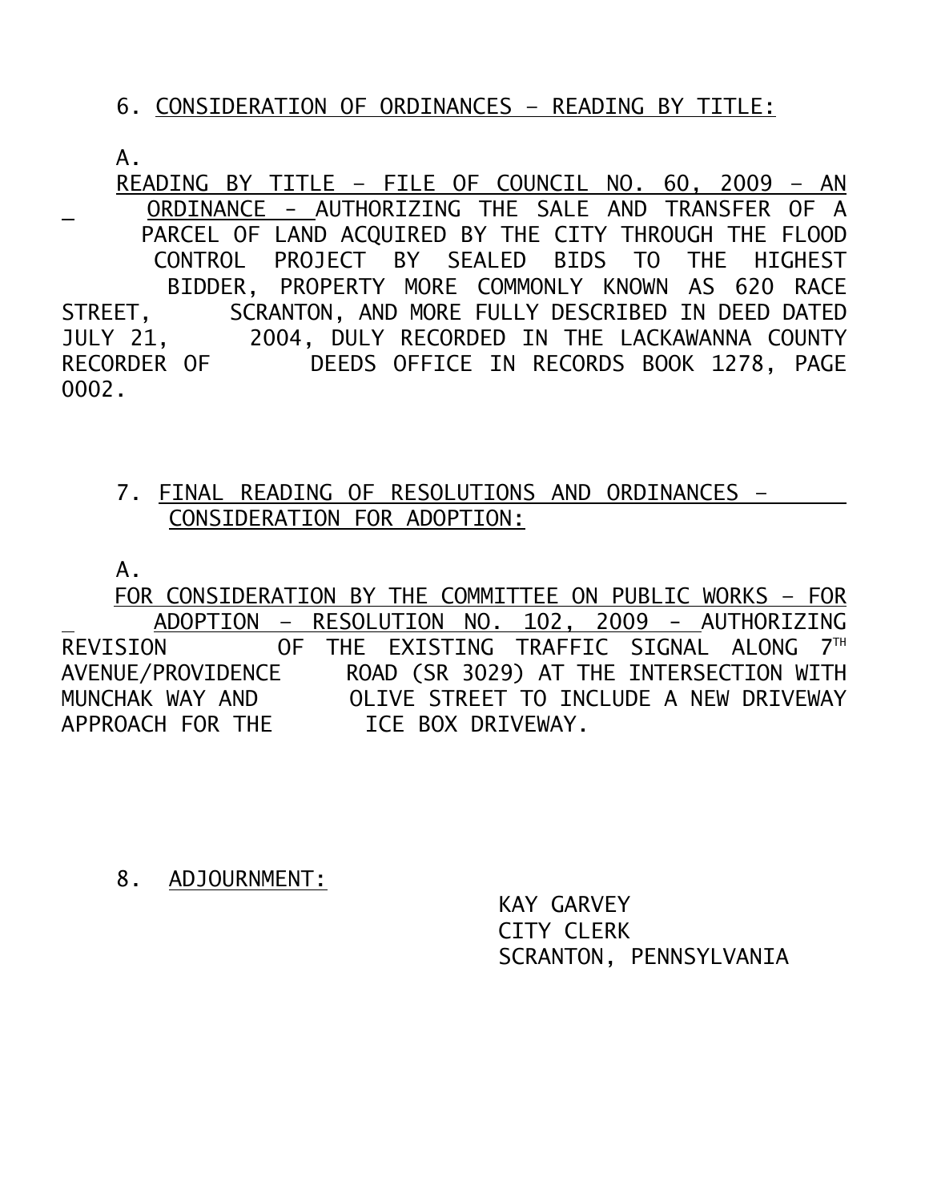6. CONSIDERATION OF ORDINANCES – READING BY TITLE:

A. READING BY TITLE – FILE OF COUNCIL NO. 60, 2009 – AN ORDINANCE - AUTHORIZING THE SALE AND TRANSFER OF A PARCEL OF LAND ACQUIRED BY THE CITY THROUGH THE FLOOD CONTROL PROJECT BY SEALED BIDS TO THE HIGHEST BIDDER, PROPERTY MORE COMMONLY KNOWN AS 620 RACE STREET, SCRANTON, AND MORE FULLY DESCRIBED IN DEED DATED JULY 21, 2004, DULY RECORDED IN THE LACKAWANNA COUNTY RECORDER OF DEEDS OFFICE IN RECORDS BOOK 1278, PAGE 0002.

7. FINAL READING OF RESOLUTIONS AND ORDINANCES – CONSIDERATION FOR ADOPTION:

A. FOR CONSIDERATION BY THE COMMITTEE ON PUBLIC WORKS – FOR ADOPTION – RESOLUTION NO. 102, 2009 - AUTHORIZING REVISION OF THE EXISTING TRAFFIC SIGNAL ALONG 7TH AVENUE/PROVIDENCE ROAD (SR 3029) AT THE INTERSECTION WITH MUNCHAK WAY AND OLIVE STREET TO INCLUDE A NEW DRIVEWAY APPROACH FOR THE ICE BOX DRIVEWAY.

8. ADJOURNMENT:

KAY GARVEY
CITY CLERK
SCRANTON, PENNSYLVANIA